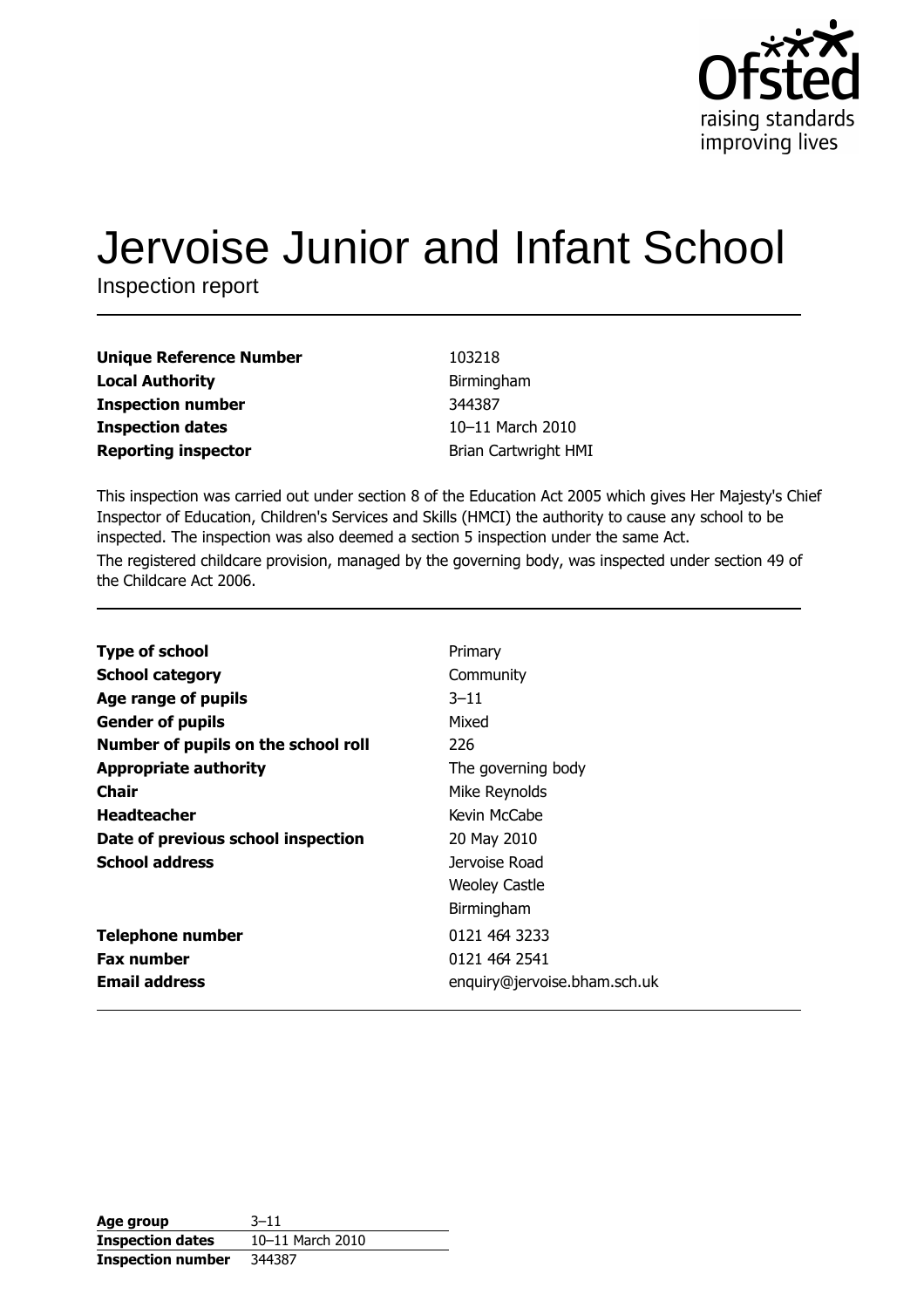Ofsted
raising standards
improving lives

# Jervoise Junior and Infant School

Inspection report

| | |
|---|---|
| **Unique Reference Number** | 103218 |
| **Local Authority** | Birmingham |
| **Inspection number** | 344387 |
| **Inspection dates** | 10–11 March 2010 |
| **Reporting inspector** | Brian Cartwright HMI |

This inspection was carried out under section 8 of the Education Act 2005 which gives Her Majesty's Chief Inspector of Education, Children's Services and Skills (HMCI) the authority to cause any school to be inspected. The inspection was also deemed a section 5 inspection under the same Act.

The registered childcare provision, managed by the governing body, was inspected under section 49 of the Childcare Act 2006.

| | |
|---|---|
| **Type of school** | Primary |
| **School category** | Community |
| **Age range of pupils** | 3–11 |
| **Gender of pupils** | Mixed |
| **Number of pupils on the school roll** | 226 |
| **Appropriate authority** | The governing body |
| **Chair** | Mike Reynolds |
| **Headteacher** | Kevin McCabe |
| **Date of previous school inspection** | 20 May 2010 |
| **School address** | Jervoise Road<br>Weoley Castle<br>Birmingham |
| **Telephone number** | 0121 464 3233 |
| **Fax number** | 0121 464 2541 |
| **Email address** | enquiry@jervoise.bham.sch.uk |

| | |
|---|---|
| **Age group** | 3–11 |
| **Inspection dates** | 10–11 March 2010 |
| **Inspection number** | 344387 |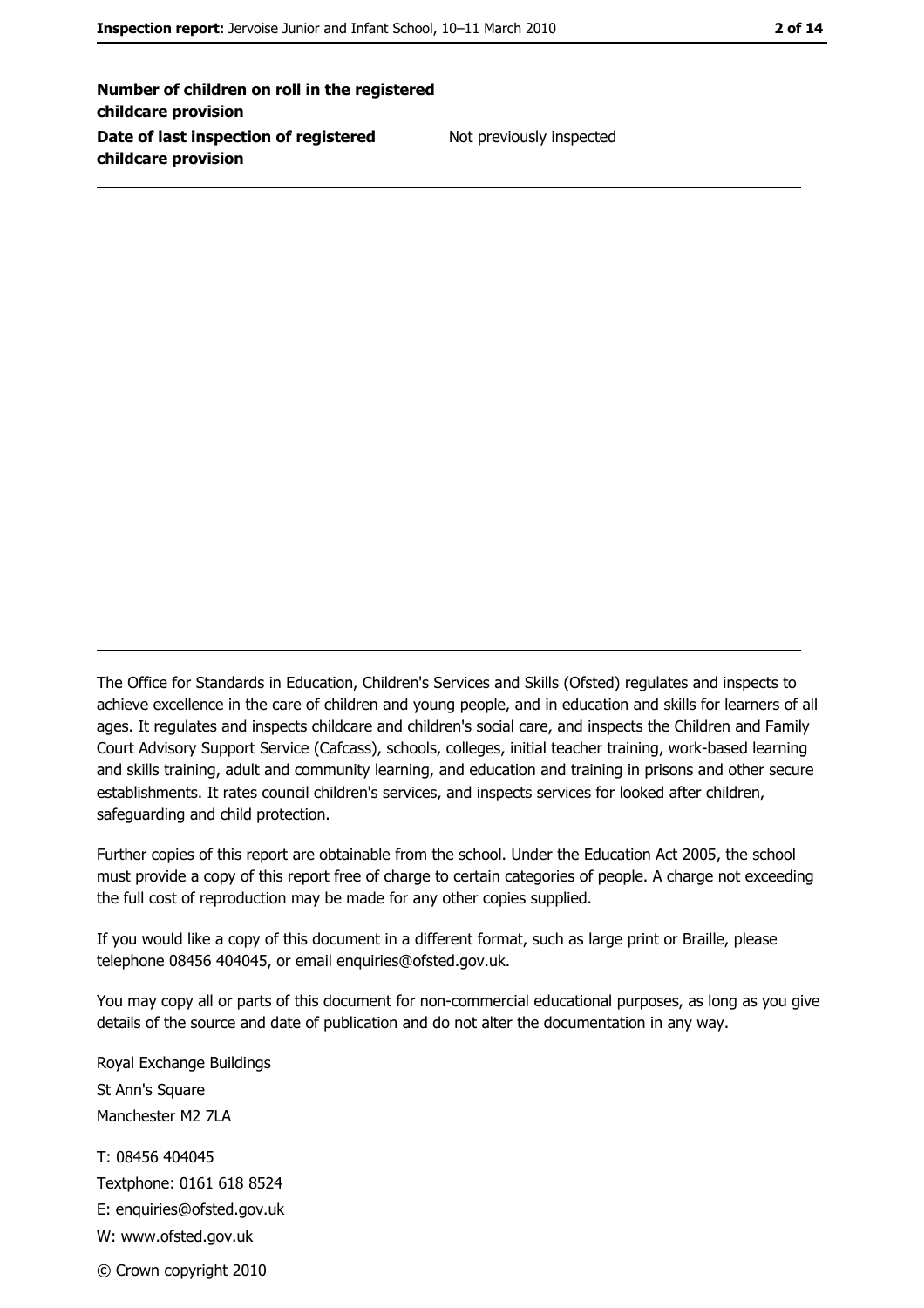| | |
|---|---|
| **Number of children on roll in the registered childcare provision** | |
| **Date of last inspection of registered childcare provision** | Not previously inspected |

The Office for Standards in Education, Children's Services and Skills (Ofsted) regulates and inspects to achieve excellence in the care of children and young people, and in education and skills for learners of all ages. It regulates and inspects childcare and children's social care, and inspects the Children and Family Court Advisory Support Service (Cafcass), schools, colleges, initial teacher training, work-based learning and skills training, adult and community learning, and education and training in prisons and other secure establishments. It rates council children's services, and inspects services for looked after children, safeguarding and child protection.

Further copies of this report are obtainable from the school. Under the Education Act 2005, the school must provide a copy of this report free of charge to certain categories of people. A charge not exceeding the full cost of reproduction may be made for any other copies supplied.

If you would like a copy of this document in a different format, such as large print or Braille, please telephone 08456 404045, or email enquiries@ofsted.gov.uk.

You may copy all or parts of this document for non-commercial educational purposes, as long as you give details of the source and date of publication and do not alter the documentation in any way.

Royal Exchange Buildings
St Ann's Square
Manchester M2 7LA

T: 08456 404045
Textphone: 0161 618 8524
E: enquiries@ofsted.gov.uk
W: www.ofsted.gov.uk

© Crown copyright 2010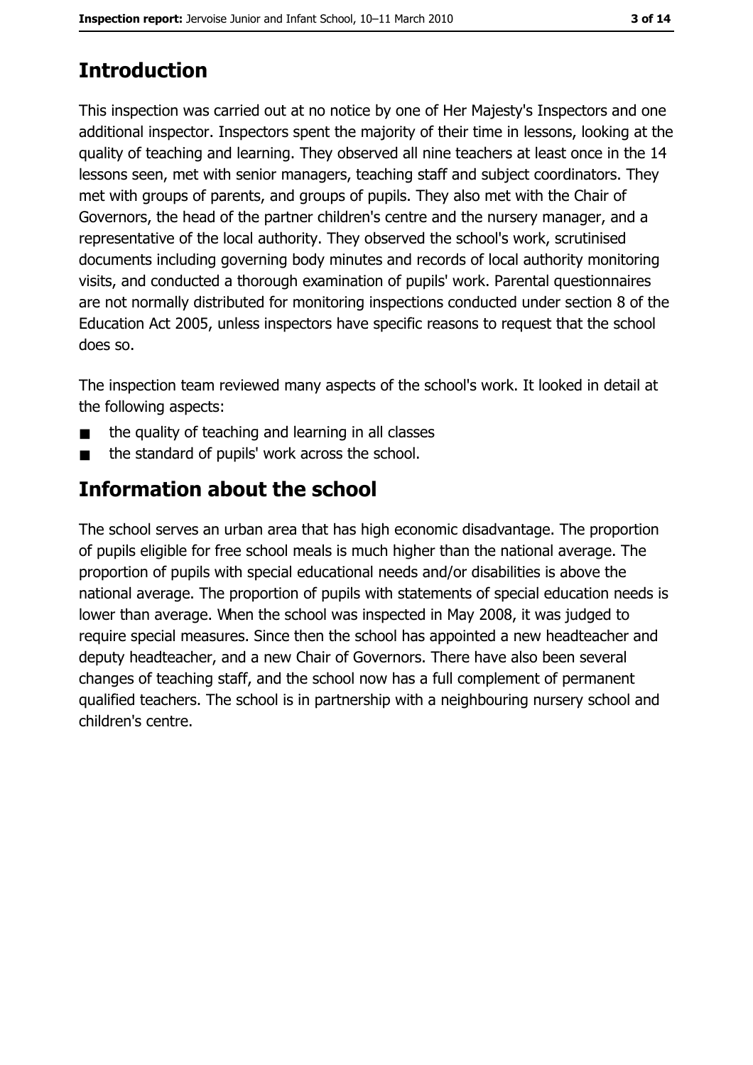## Introduction

This inspection was carried out at no notice by one of Her Majesty's Inspectors and one additional inspector. Inspectors spent the majority of their time in lessons, looking at the quality of teaching and learning. They observed all nine teachers at least once in the 14 lessons seen, met with senior managers, teaching staff and subject coordinators. They met with groups of parents, and groups of pupils. They also met with the Chair of Governors, the head of the partner children's centre and the nursery manager, and a representative of the local authority. They observed the school's work, scrutinised documents including governing body minutes and records of local authority monitoring visits, and conducted a thorough examination of pupils' work. Parental questionnaires are not normally distributed for monitoring inspections conducted under section 8 of the Education Act 2005, unless inspectors have specific reasons to request that the school does so.

The inspection team reviewed many aspects of the school's work. It looked in detail at the following aspects:

- the quality of teaching and learning in all classes
- the standard of pupils' work across the school.

## Information about the school

The school serves an urban area that has high economic disadvantage. The proportion of pupils eligible for free school meals is much higher than the national average. The proportion of pupils with special educational needs and/or disabilities is above the national average. The proportion of pupils with statements of special education needs is lower than average. When the school was inspected in May 2008, it was judged to require special measures. Since then the school has appointed a new headteacher and deputy headteacher, and a new Chair of Governors. There have also been several changes of teaching staff, and the school now has a full complement of permanent qualified teachers. The school is in partnership with a neighbouring nursery school and children's centre.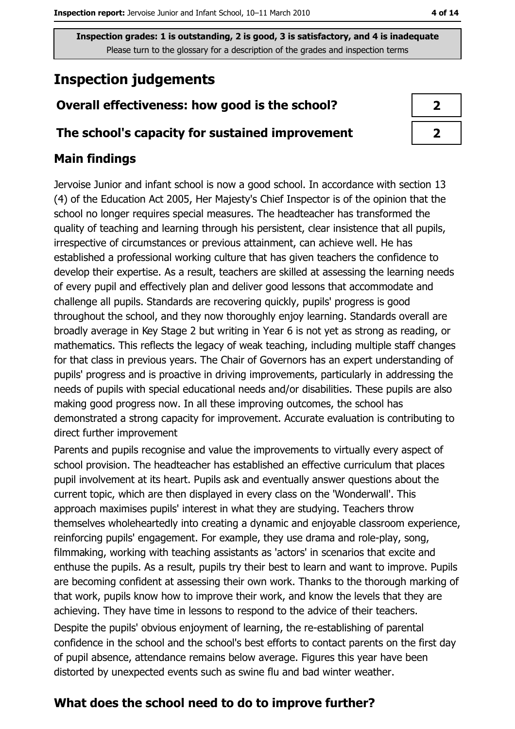Inspection grades: 1 is outstanding, 2 is good, 3 is satisfactory, and 4 is inadequate
Please turn to the glossary for a description of the grades and inspection terms

## Inspection judgements

| | |
|---|---|
| **Overall effectiveness: how good is the school?** | **2** |
| **The school's capacity for sustained improvement** | **2** |

### Main findings

Jervoise Junior and infant school is now a good school. In accordance with section 13 (4) of the Education Act 2005, Her Majesty's Chief Inspector is of the opinion that the school no longer requires special measures. The headteacher has transformed the quality of teaching and learning through his persistent, clear insistence that all pupils, irrespective of circumstances or previous attainment, can achieve well. He has established a professional working culture that has given teachers the confidence to develop their expertise. As a result, teachers are skilled at assessing the learning needs of every pupil and effectively plan and deliver good lessons that accommodate and challenge all pupils. Standards are recovering quickly, pupils' progress is good throughout the school, and they now thoroughly enjoy learning. Standards overall are broadly average in Key Stage 2 but writing in Year 6 is not yet as strong as reading, or mathematics. This reflects the legacy of weak teaching, including multiple staff changes for that class in previous years. The Chair of Governors has an expert understanding of pupils' progress and is proactive in driving improvements, particularly in addressing the needs of pupils with special educational needs and/or disabilities. These pupils are also making good progress now. In all these improving outcomes, the school has demonstrated a strong capacity for improvement. Accurate evaluation is contributing to direct further improvement

Parents and pupils recognise and value the improvements to virtually every aspect of school provision. The headteacher has established an effective curriculum that places pupil involvement at its heart. Pupils ask and eventually answer questions about the current topic, which are then displayed in every class on the 'Wonderwall'. This approach maximises pupils' interest in what they are studying. Teachers throw themselves wholeheartedly into creating a dynamic and enjoyable classroom experience, reinforcing pupils' engagement. For example, they use drama and role-play, song, filmmaking, working with teaching assistants as 'actors' in scenarios that excite and enthuse the pupils. As a result, pupils try their best to learn and want to improve. Pupils are becoming confident at assessing their own work. Thanks to the thorough marking of that work, pupils know how to improve their work, and know the levels that they are achieving. They have time in lessons to respond to the advice of their teachers.

Despite the pupils' obvious enjoyment of learning, the re-establishing of parental confidence in the school and the school's best efforts to contact parents on the first day of pupil absence, attendance remains below average. Figures this year have been distorted by unexpected events such as swine flu and bad winter weather.

### What does the school need to do to improve further?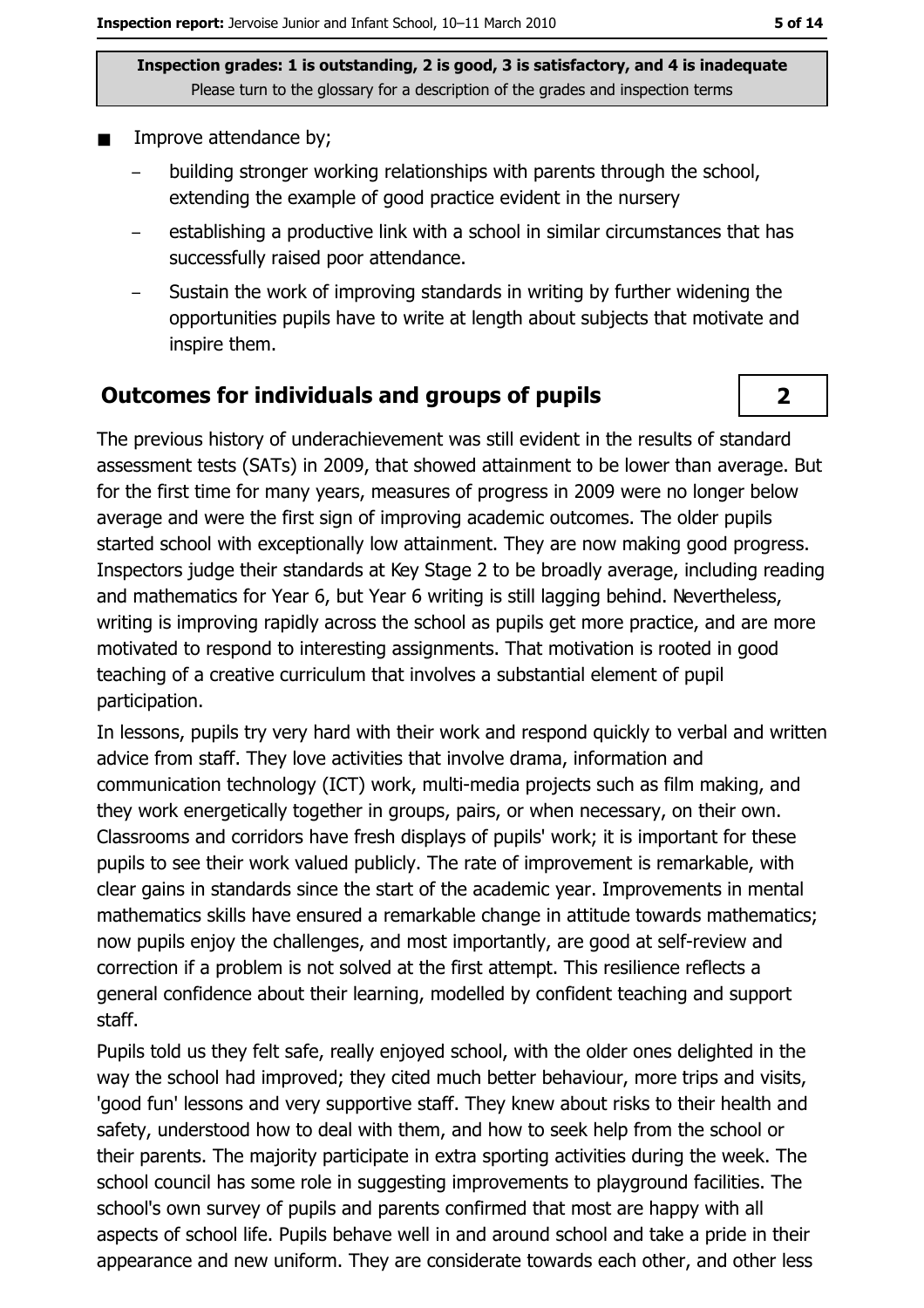Inspection grades: 1 is outstanding, 2 is good, 3 is satisfactory, and 4 is inadequate
Please turn to the glossary for a description of the grades and inspection terms

- Improve attendance by;
  - building stronger working relationships with parents through the school, extending the example of good practice evident in the nursery
  - establishing a productive link with a school in similar circumstances that has successfully raised poor attendance.
  - Sustain the work of improving standards in writing by further widening the opportunities pupils have to write at length about subjects that motivate and inspire them.

## Outcomes for individuals and groups of pupils

**2**

The previous history of underachievement was still evident in the results of standard assessment tests (SATs) in 2009, that showed attainment to be lower than average. But for the first time for many years, measures of progress in 2009 were no longer below average and were the first sign of improving academic outcomes. The older pupils started school with exceptionally low attainment. They are now making good progress. Inspectors judge their standards at Key Stage 2 to be broadly average, including reading and mathematics for Year 6, but Year 6 writing is still lagging behind. Nevertheless, writing is improving rapidly across the school as pupils get more practice, and are more motivated to respond to interesting assignments. That motivation is rooted in good teaching of a creative curriculum that involves a substantial element of pupil participation.

In lessons, pupils try very hard with their work and respond quickly to verbal and written advice from staff. They love activities that involve drama, information and communication technology (ICT) work, multi-media projects such as film making, and they work energetically together in groups, pairs, or when necessary, on their own. Classrooms and corridors have fresh displays of pupils' work; it is important for these pupils to see their work valued publicly. The rate of improvement is remarkable, with clear gains in standards since the start of the academic year. Improvements in mental mathematics skills have ensured a remarkable change in attitude towards mathematics; now pupils enjoy the challenges, and most importantly, are good at self-review and correction if a problem is not solved at the first attempt. This resilience reflects a general confidence about their learning, modelled by confident teaching and support staff.

Pupils told us they felt safe, really enjoyed school, with the older ones delighted in the way the school had improved; they cited much better behaviour, more trips and visits, 'good fun' lessons and very supportive staff. They knew about risks to their health and safety, understood how to deal with them, and how to seek help from the school or their parents. The majority participate in extra sporting activities during the week. The school council has some role in suggesting improvements to playground facilities. The school's own survey of pupils and parents confirmed that most are happy with all aspects of school life. Pupils behave well in and around school and take a pride in their appearance and new uniform. They are considerate towards each other, and other less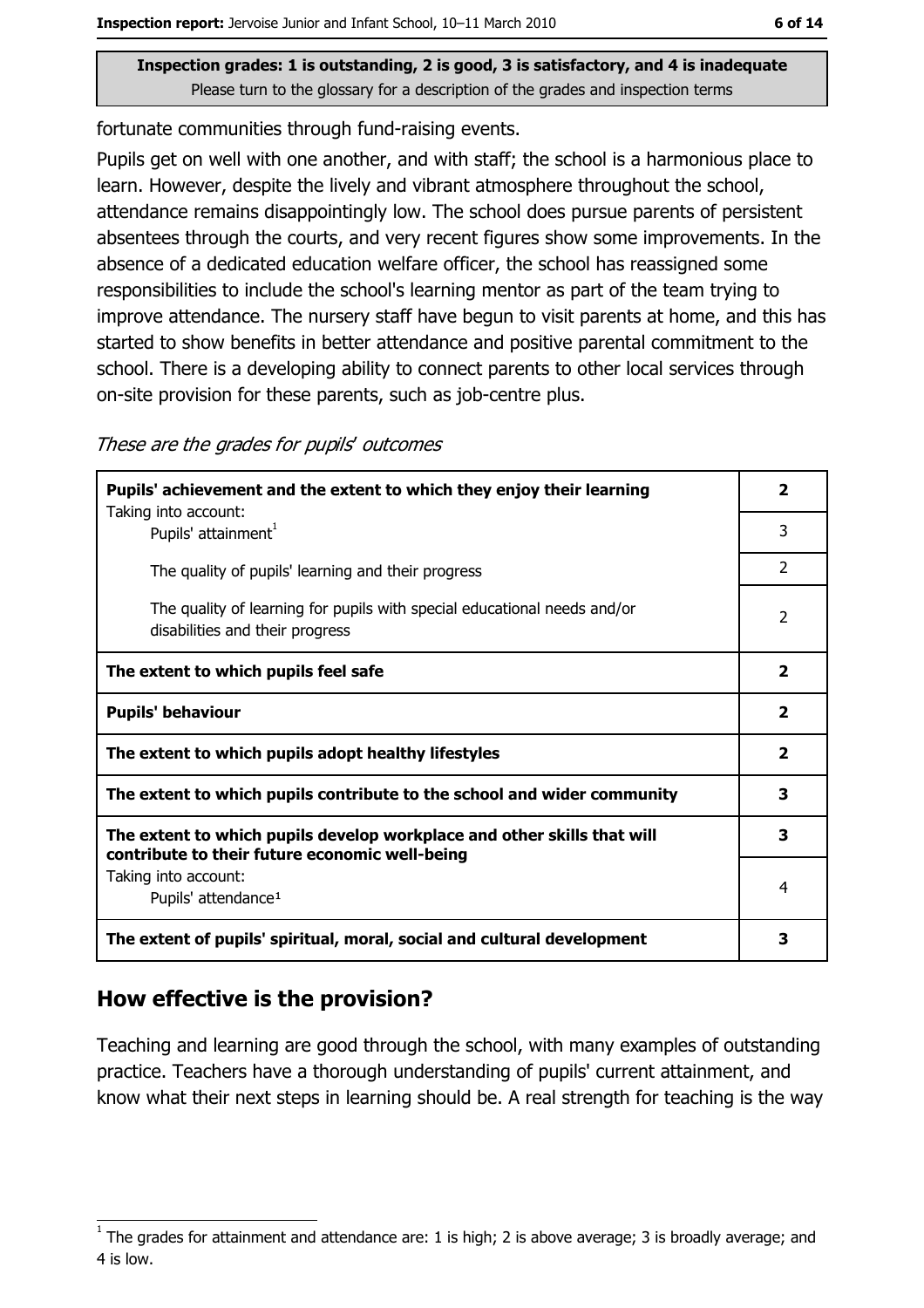fortunate communities through fund-raising events.

Pupils get on well with one another, and with staff; the school is a harmonious place to learn. However, despite the lively and vibrant atmosphere throughout the school, attendance remains disappointingly low. The school does pursue parents of persistent absentees through the courts, and very recent figures show some improvements. In the absence of a dedicated education welfare officer, the school has reassigned some responsibilities to include the school's learning mentor as part of the team trying to improve attendance. The nursery staff have begun to visit parents at home, and this has started to show benefits in better attendance and positive parental commitment to the school. There is a developing ability to connect parents to other local services through on-site provision for these parents, such as job-centre plus.

*These are the grades for pupils' outcomes*

| | |
|---|---|
| **Pupils' achievement and the extent to which they enjoy their learning** | **2** |
| Taking into account: Pupils' attainment[1] | 3 |
| The quality of pupils' learning and their progress | 2 |
| The quality of learning for pupils with special educational needs and/or disabilities and their progress | 2 |
| **The extent to which pupils feel safe** | **2** |
| **Pupils' behaviour** | **2** |
| **The extent to which pupils adopt healthy lifestyles** | **2** |
| **The extent to which pupils contribute to the school and wider community** | **3** |
| **The extent to which pupils develop workplace and other skills that will contribute to their future economic well-being** | **3** |
| Taking into account: Pupils' attendance[1] | 4 |
| **The extent of pupils' spiritual, moral, social and cultural development** | **3** |

## How effective is the provision?

Teaching and learning are good through the school, with many examples of outstanding practice. Teachers have a thorough understanding of pupils' current attainment, and know what their next steps in learning should be. A real strength for teaching is the way

[1] The grades for attainment and attendance are: 1 is high; 2 is above average; 3 is broadly average; and 4 is low.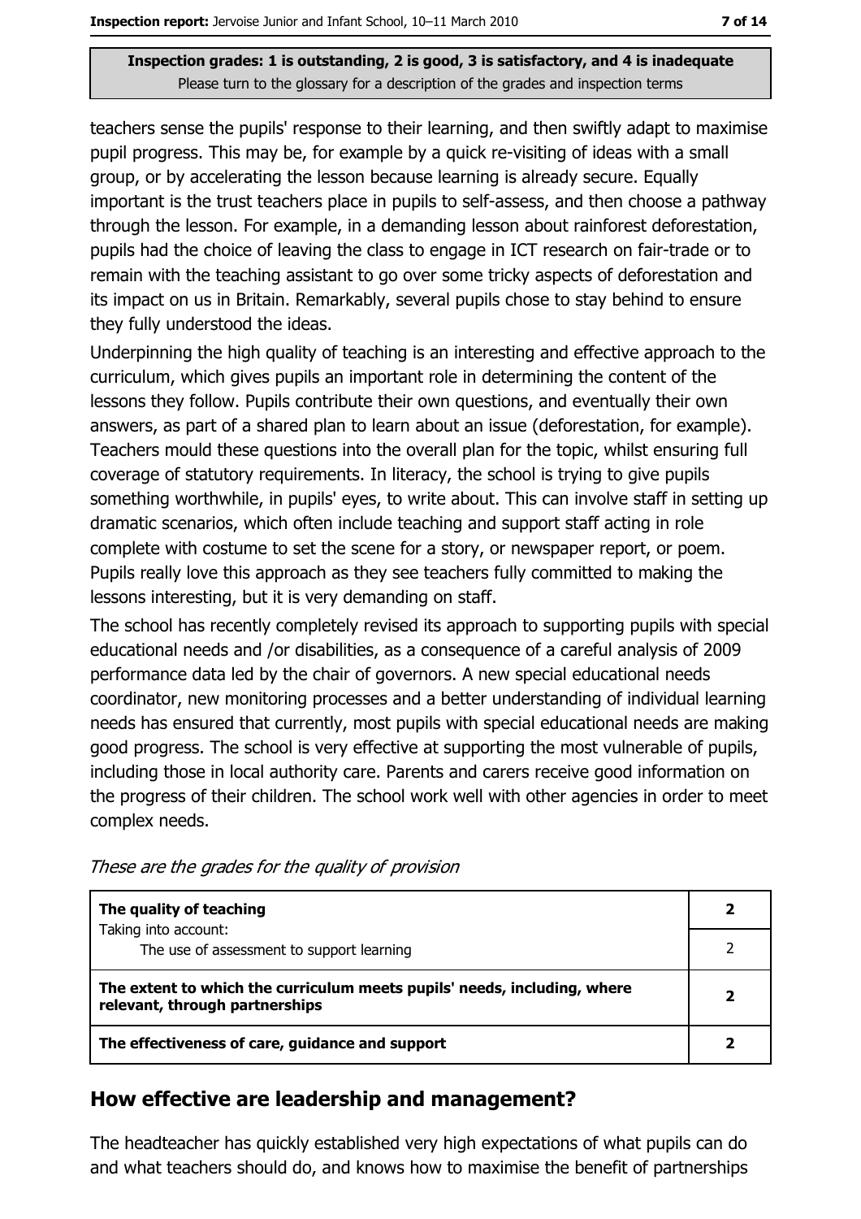teachers sense the pupils' response to their learning, and then swiftly adapt to maximise pupil progress. This may be, for example by a quick re-visiting of ideas with a small group, or by accelerating the lesson because learning is already secure. Equally important is the trust teachers place in pupils to self-assess, and then choose a pathway through the lesson. For example, in a demanding lesson about rainforest deforestation, pupils had the choice of leaving the class to engage in ICT research on fair-trade or to remain with the teaching assistant to go over some tricky aspects of deforestation and its impact on us in Britain. Remarkably, several pupils chose to stay behind to ensure they fully understood the ideas.

Underpinning the high quality of teaching is an interesting and effective approach to the curriculum, which gives pupils an important role in determining the content of the lessons they follow. Pupils contribute their own questions, and eventually their own answers, as part of a shared plan to learn about an issue (deforestation, for example). Teachers mould these questions into the overall plan for the topic, whilst ensuring full coverage of statutory requirements. In literacy, the school is trying to give pupils something worthwhile, in pupils' eyes, to write about. This can involve staff in setting up dramatic scenarios, which often include teaching and support staff acting in role complete with costume to set the scene for a story, or newspaper report, or poem. Pupils really love this approach as they see teachers fully committed to making the lessons interesting, but it is very demanding on staff.

The school has recently completely revised its approach to supporting pupils with special educational needs and /or disabilities, as a consequence of a careful analysis of 2009 performance data led by the chair of governors. A new special educational needs coordinator, new monitoring processes and a better understanding of individual learning needs has ensured that currently, most pupils with special educational needs are making good progress. The school is very effective at supporting the most vulnerable of pupils, including those in local authority care. Parents and carers receive good information on the progress of their children. The school work well with other agencies in order to meet complex needs.

*These are the grades for the quality of provision*

| | |
|---|---|
| **The quality of teaching** | **2** |
| Taking into account: The use of assessment to support learning | 2 |
| **The extent to which the curriculum meets pupils' needs, including, where relevant, through partnerships** | **2** |
| **The effectiveness of care, guidance and support** | **2** |

## How effective are leadership and management?

The headteacher has quickly established very high expectations of what pupils can do and what teachers should do, and knows how to maximise the benefit of partnerships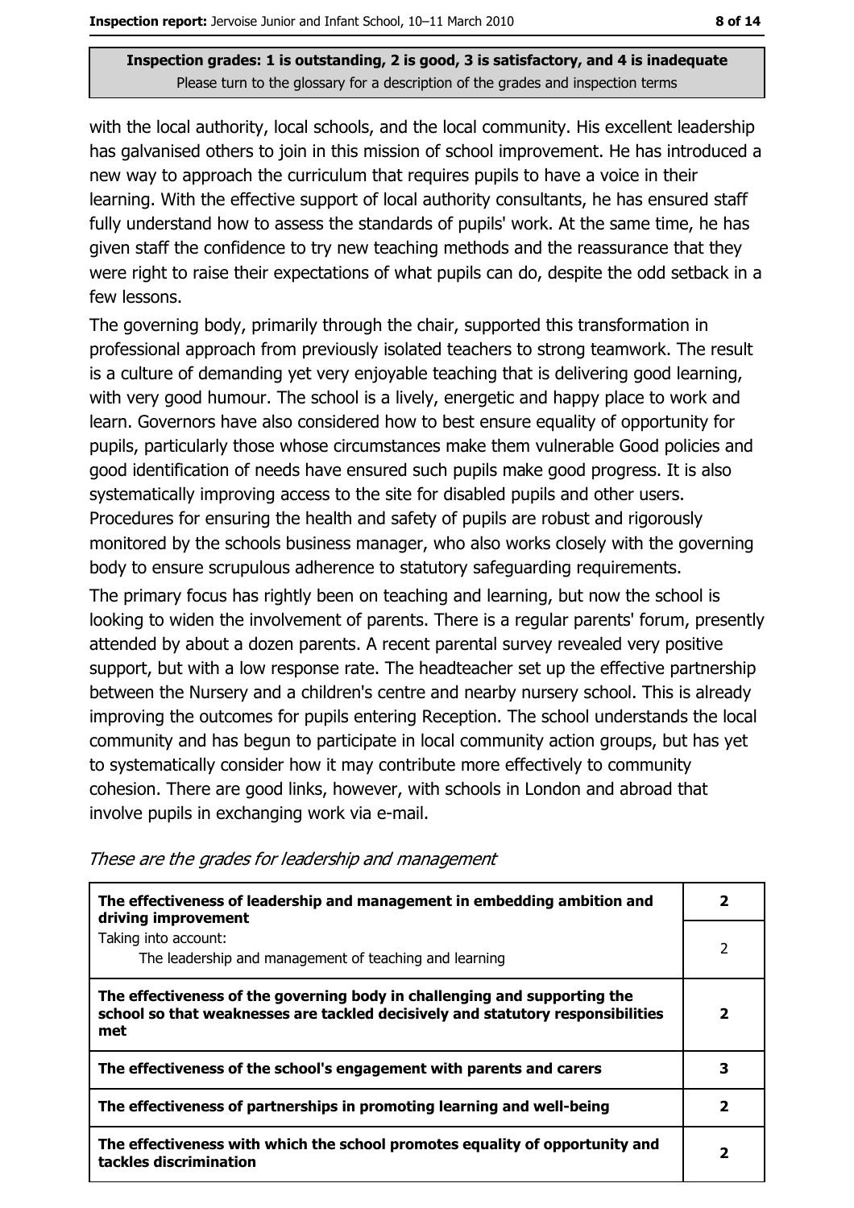**Inspection grades: 1 is outstanding, 2 is good, 3 is satisfactory, and 4 is inadequate**
Please turn to the glossary for a description of the grades and inspection terms

with the local authority, local schools, and the local community. His excellent leadership has galvanised others to join in this mission of school improvement. He has introduced a new way to approach the curriculum that requires pupils to have a voice in their learning. With the effective support of local authority consultants, he has ensured staff fully understand how to assess the standards of pupils' work. At the same time, he has given staff the confidence to try new teaching methods and the reassurance that they were right to raise their expectations of what pupils can do, despite the odd setback in a few lessons.

The governing body, primarily through the chair, supported this transformation in professional approach from previously isolated teachers to strong teamwork. The result is a culture of demanding yet very enjoyable teaching that is delivering good learning, with very good humour. The school is a lively, energetic and happy place to work and learn. Governors have also considered how to best ensure equality of opportunity for pupils, particularly those whose circumstances make them vulnerable Good policies and good identification of needs have ensured such pupils make good progress. It is also systematically improving access to the site for disabled pupils and other users. Procedures for ensuring the health and safety of pupils are robust and rigorously monitored by the schools business manager, who also works closely with the governing body to ensure scrupulous adherence to statutory safeguarding requirements.

The primary focus has rightly been on teaching and learning, but now the school is looking to widen the involvement of parents. There is a regular parents' forum, presently attended by about a dozen parents. A recent parental survey revealed very positive support, but with a low response rate. The headteacher set up the effective partnership between the Nursery and a children's centre and nearby nursery school. This is already improving the outcomes for pupils entering Reception. The school understands the local community and has begun to participate in local community action groups, but has yet to systematically consider how it may contribute more effectively to community cohesion. There are good links, however, with schools in London and abroad that involve pupils in exchanging work via e-mail.

*These are the grades for leadership and management*

| | |
|---|---|
| **The effectiveness of leadership and management in embedding ambition and driving improvement** | **2** |
| Taking into account: The leadership and management of teaching and learning | 2 |
| **The effectiveness of the governing body in challenging and supporting the school so that weaknesses are tackled decisively and statutory responsibilities met** | **2** |
| **The effectiveness of the school's engagement with parents and carers** | **3** |
| **The effectiveness of partnerships in promoting learning and well-being** | **2** |
| **The effectiveness with which the school promotes equality of opportunity and tackles discrimination** | **2** |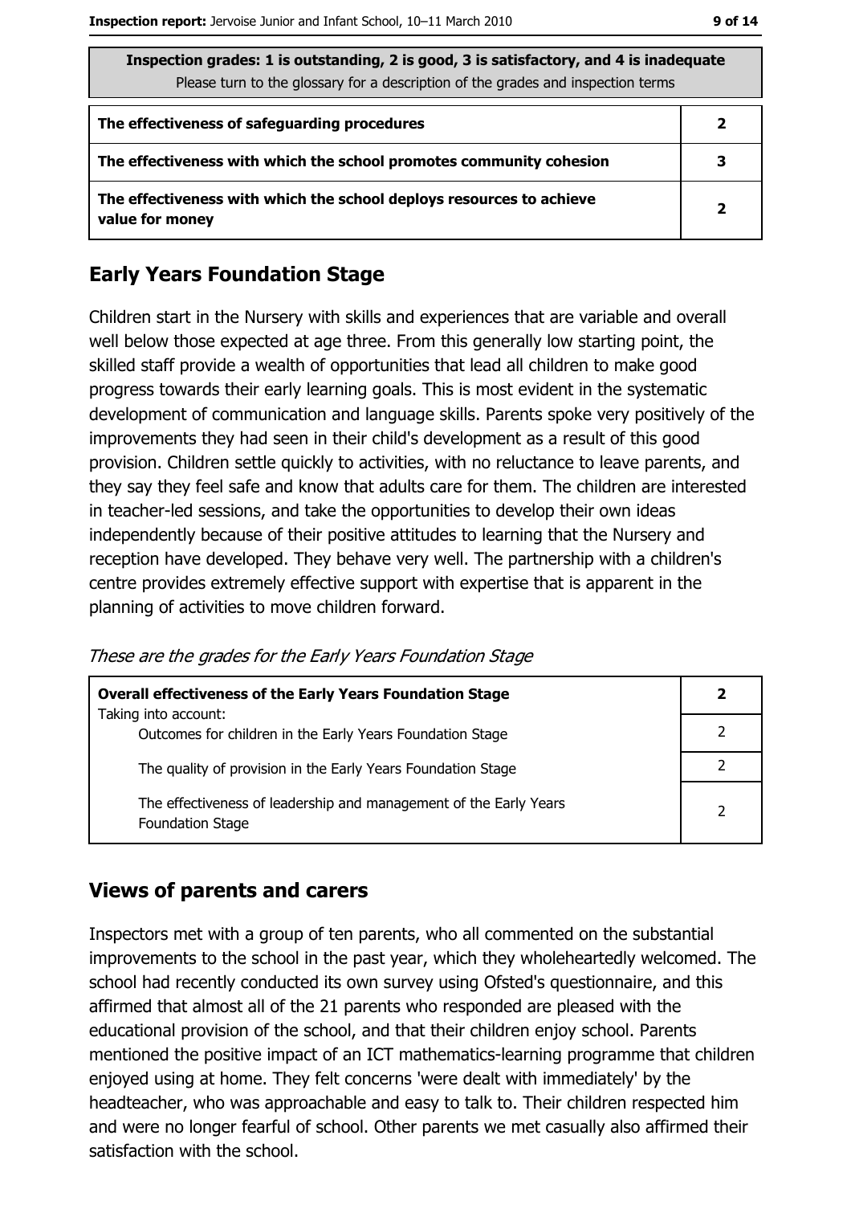| Inspection grades: 1 is outstanding, 2 is good, 3 is satisfactory, and 4 is inadequate<br>Please turn to the glossary for a description of the grades and inspection terms | |
|---|---|
| **The effectiveness of safeguarding procedures** | **2** |
| **The effectiveness with which the school promotes community cohesion** | **3** |
| **The effectiveness with which the school deploys resources to achieve value for money** | **2** |

## Early Years Foundation Stage

Children start in the Nursery with skills and experiences that are variable and overall well below those expected at age three. From this generally low starting point, the skilled staff provide a wealth of opportunities that lead all children to make good progress towards their early learning goals. This is most evident in the systematic development of communication and language skills. Parents spoke very positively of the improvements they had seen in their child's development as a result of this good provision. Children settle quickly to activities, with no reluctance to leave parents, and they say they feel safe and know that adults care for them. The children are interested in teacher-led sessions, and take the opportunities to develop their own ideas independently because of their positive attitudes to learning that the Nursery and reception have developed. They behave very well. The partnership with a children's centre provides extremely effective support with expertise that is apparent in the planning of activities to move children forward.

*These are the grades for the Early Years Foundation Stage*

| | |
|---|---|
| **Overall effectiveness of the Early Years Foundation Stage**<br>Taking into account: | **2** |
| Outcomes for children in the Early Years Foundation Stage | 2 |
| The quality of provision in the Early Years Foundation Stage | 2 |
| The effectiveness of leadership and management of the Early Years Foundation Stage | 2 |

## Views of parents and carers

Inspectors met with a group of ten parents, who all commented on the substantial improvements to the school in the past year, which they wholeheartedly welcomed. The school had recently conducted its own survey using Ofsted's questionnaire, and this affirmed that almost all of the 21 parents who responded are pleased with the educational provision of the school, and that their children enjoy school. Parents mentioned the positive impact of an ICT mathematics-learning programme that children enjoyed using at home. They felt concerns 'were dealt with immediately' by the headteacher, who was approachable and easy to talk to. Their children respected him and were no longer fearful of school. Other parents we met casually also affirmed their satisfaction with the school.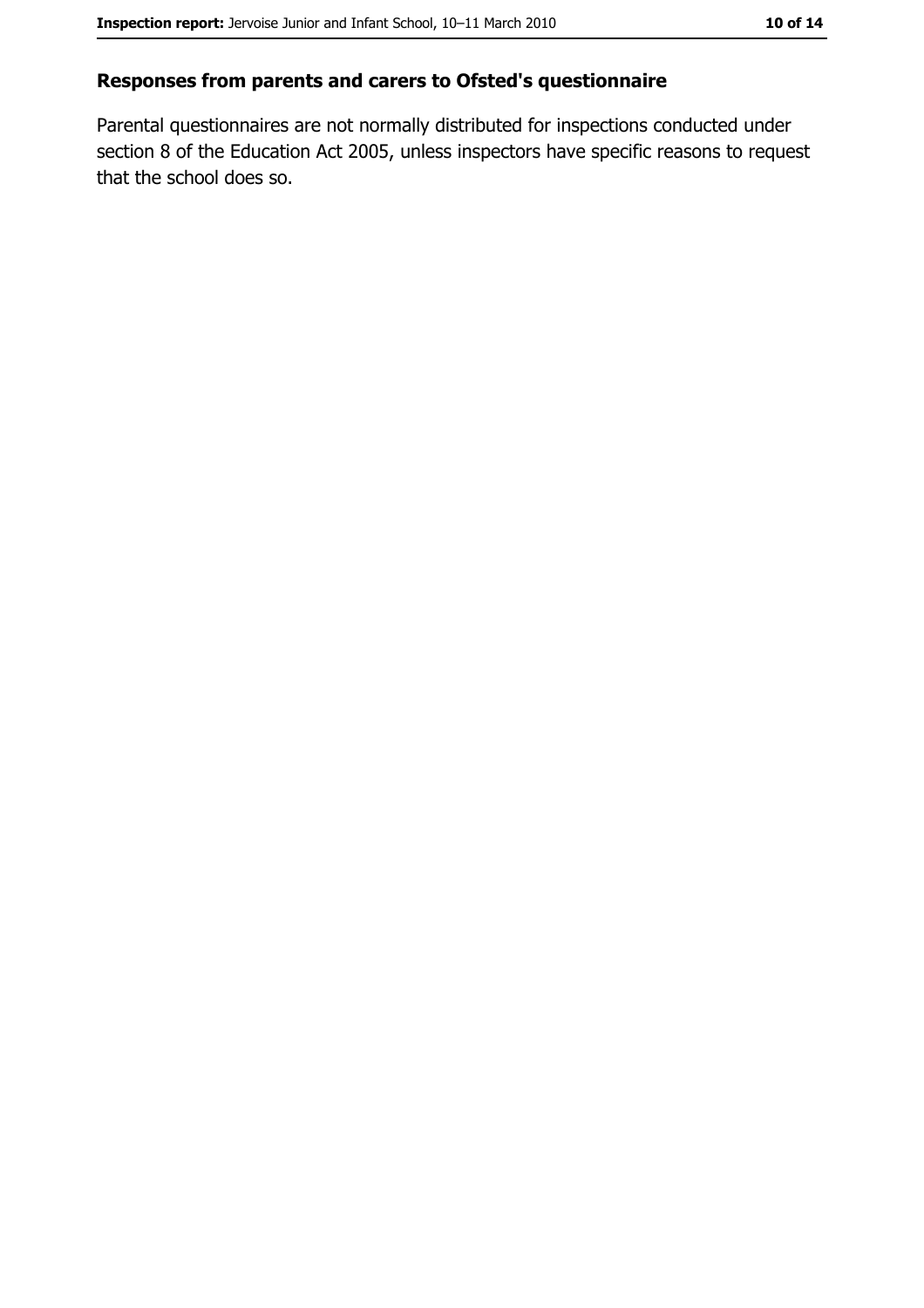## Responses from parents and carers to Ofsted's questionnaire

Parental questionnaires are not normally distributed for inspections conducted under section 8 of the Education Act 2005, unless inspectors have specific reasons to request that the school does so.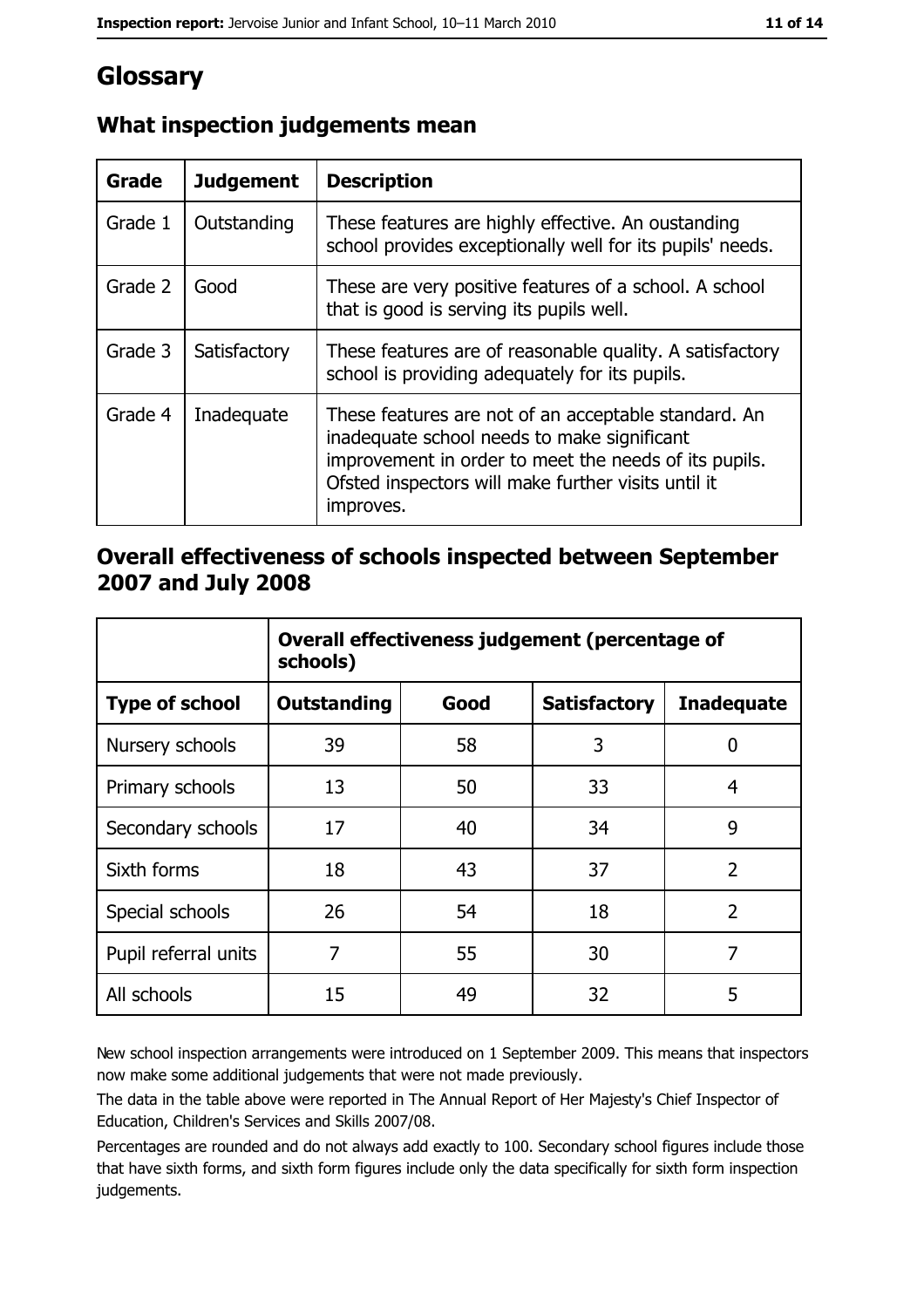# Glossary

## What inspection judgements mean

| Grade | Judgement | Description |
|---|---|---|
| Grade 1 | Outstanding | These features are highly effective. An oustanding school provides exceptionally well for its pupils' needs. |
| Grade 2 | Good | These are very positive features of a school. A school that is good is serving its pupils well. |
| Grade 3 | Satisfactory | These features are of reasonable quality. A satisfactory school is providing adequately for its pupils. |
| Grade 4 | Inadequate | These features are not of an acceptable standard. An inadequate school needs to make significant improvement in order to meet the needs of its pupils. Ofsted inspectors will make further visits until it improves. |

## Overall effectiveness of schools inspected between September 2007 and July 2008

| | Overall effectiveness judgement (percentage of schools) | | | |
|---|---|---|---|---|
| **Type of school** | **Outstanding** | **Good** | **Satisfactory** | **Inadequate** |
| Nursery schools | 39 | 58 | 3 | 0 |
| Primary schools | 13 | 50 | 33 | 4 |
| Secondary schools | 17 | 40 | 34 | 9 |
| Sixth forms | 18 | 43 | 37 | 2 |
| Special schools | 26 | 54 | 18 | 2 |
| Pupil referral units | 7 | 55 | 30 | 7 |
| All schools | 15 | 49 | 32 | 5 |

New school inspection arrangements were introduced on 1 September 2009. This means that inspectors now make some additional judgements that were not made previously.

The data in the table above were reported in The Annual Report of Her Majesty's Chief Inspector of Education, Children's Services and Skills 2007/08.

Percentages are rounded and do not always add exactly to 100. Secondary school figures include those that have sixth forms, and sixth form figures include only the data specifically for sixth form inspection judgements.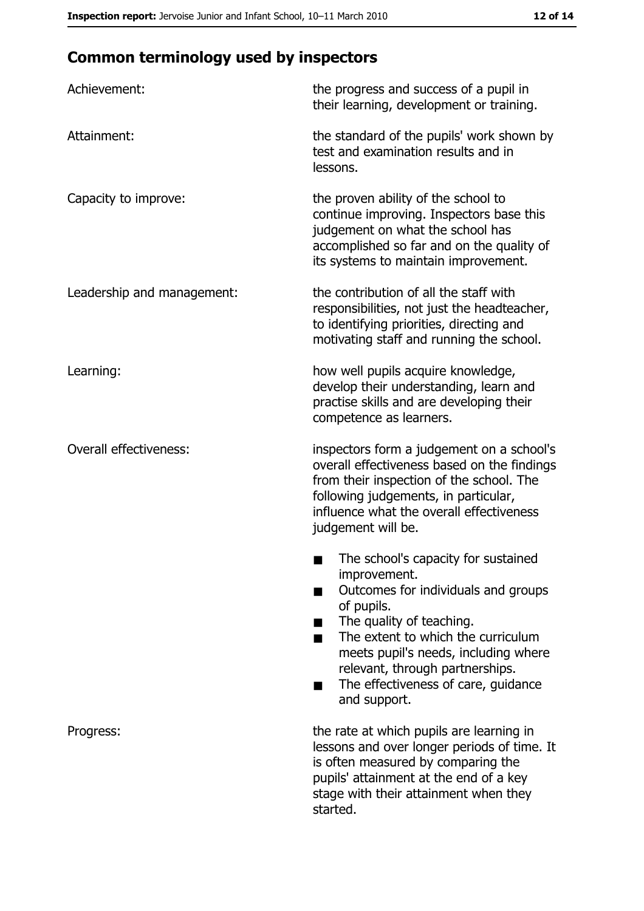## Common terminology used by inspectors

| | |
|---|---|
| Achievement: | the progress and success of a pupil in their learning, development or training. |
| Attainment: | the standard of the pupils' work shown by test and examination results and in lessons. |
| Capacity to improve: | the proven ability of the school to continue improving. Inspectors base this judgement on what the school has accomplished so far and on the quality of its systems to maintain improvement. |
| Leadership and management: | the contribution of all the staff with responsibilities, not just the headteacher, to identifying priorities, directing and motivating staff and running the school. |
| Learning: | how well pupils acquire knowledge, develop their understanding, learn and practise skills and are developing their competence as learners. |
| Overall effectiveness: | inspectors form a judgement on a school's overall effectiveness based on the findings from their inspection of the school. The following judgements, in particular, influence what the overall effectiveness judgement will be. |

- The school's capacity for sustained improvement.
- Outcomes for individuals and groups of pupils.
- The quality of teaching.
- The extent to which the curriculum meets pupil's needs, including where relevant, through partnerships.
- The effectiveness of care, guidance and support.

| | |
|---|---|
| Progress: | the rate at which pupils are learning in lessons and over longer periods of time. It is often measured by comparing the pupils' attainment at the end of a key stage with their attainment when they started. |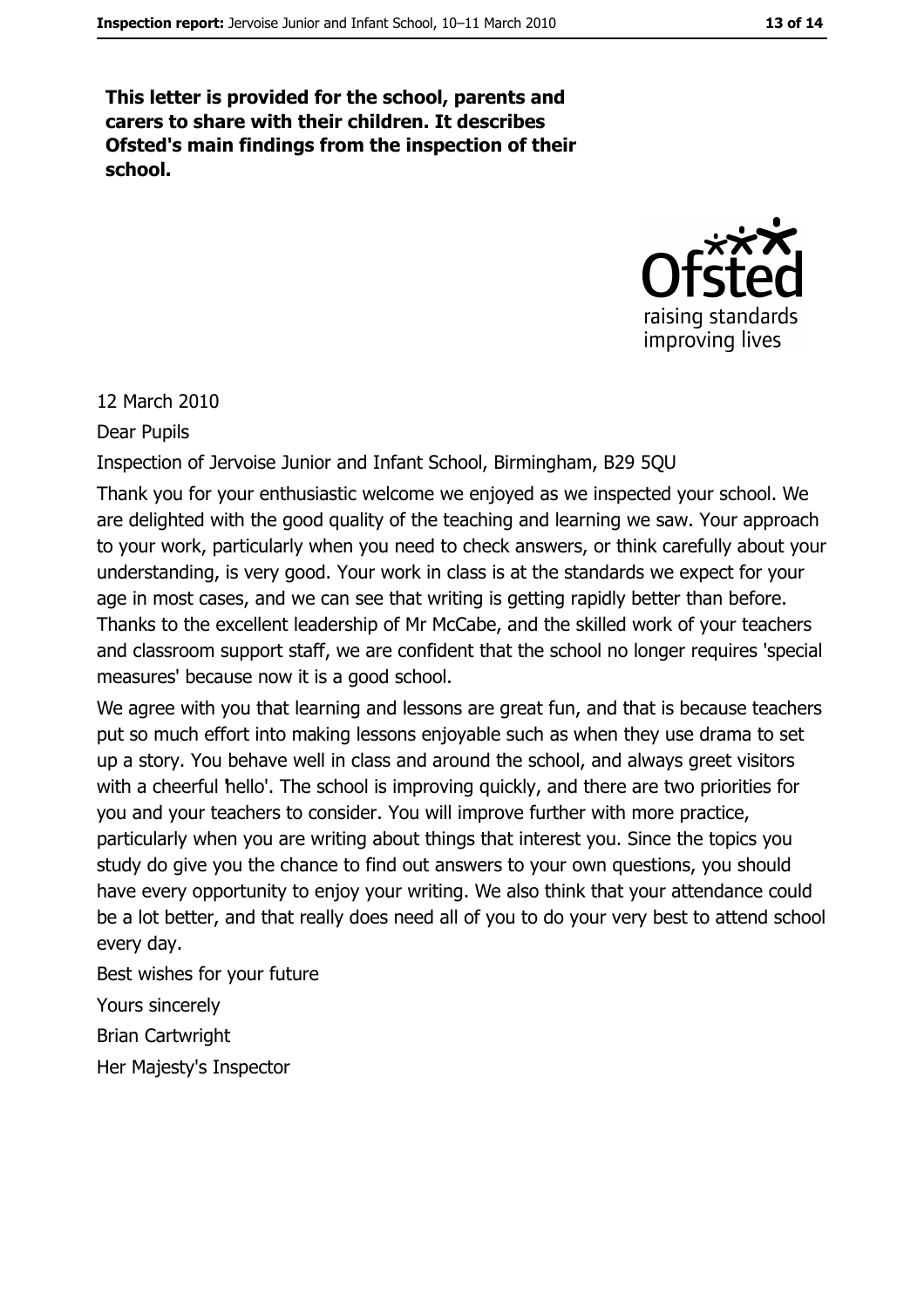**This letter is provided for the school, parents and carers to share with their children. It describes Ofsted's main findings from the inspection of their school.**

12 March 2010

Dear Pupils

Inspection of Jervoise Junior and Infant School, Birmingham, B29 5QU

Thank you for your enthusiastic welcome we enjoyed as we inspected your school. We are delighted with the good quality of the teaching and learning we saw. Your approach to your work, particularly when you need to check answers, or think carefully about your understanding, is very good. Your work in class is at the standards we expect for your age in most cases, and we can see that writing is getting rapidly better than before. Thanks to the excellent leadership of Mr McCabe, and the skilled work of your teachers and classroom support staff, we are confident that the school no longer requires 'special measures' because now it is a good school.

We agree with you that learning and lessons are great fun, and that is because teachers put so much effort into making lessons enjoyable such as when they use drama to set up a story. You behave well in class and around the school, and always greet visitors with a cheerful 'hello'. The school is improving quickly, and there are two priorities for you and your teachers to consider. You will improve further with more practice, particularly when you are writing about things that interest you. Since the topics you study do give you the chance to find out answers to your own questions, you should have every opportunity to enjoy your writing. We also think that your attendance could be a lot better, and that really does need all of you to do your very best to attend school every day.

Best wishes for your future

Yours sincerely

Brian Cartwright

Her Majesty's Inspector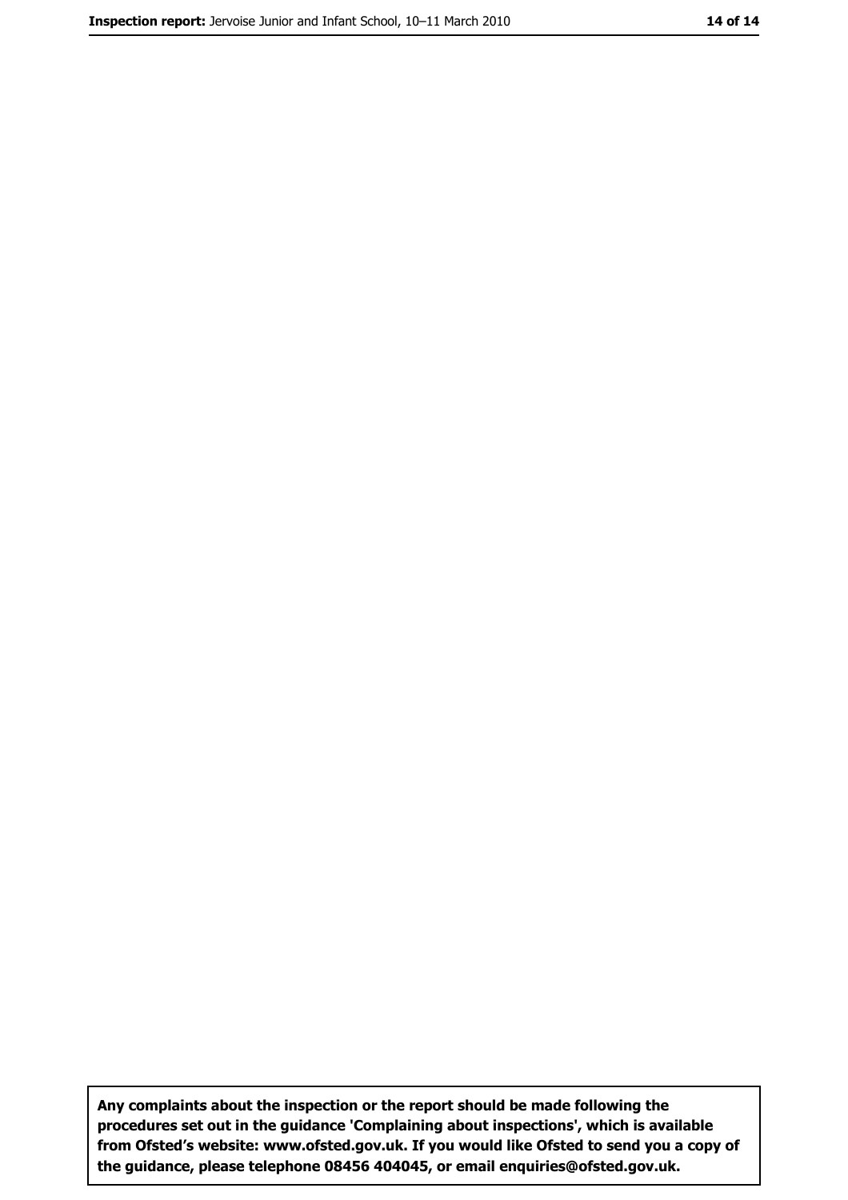**Any complaints about the inspection or the report should be made following the procedures set out in the guidance 'Complaining about inspections', which is available from Ofsted's website: www.ofsted.gov.uk. If you would like Ofsted to send you a copy of the guidance, please telephone 08456 404045, or email enquiries@ofsted.gov.uk.**